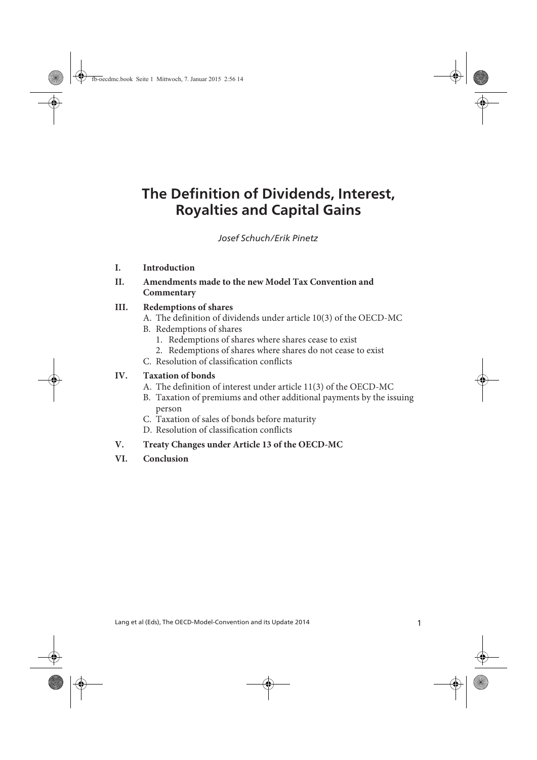# The Definition of Dividends, Interest, Royalties and Capital Gains

*Josef Schuch/Erik Pinetz*

**I. Introduction**

**II. Amendments made to the new Model Tax Convention and Commentary**

**III. Redemptions of shares**

- A. The definition of dividends under article 10(3) of the OECD-MC
- B. Redemptions of shares
  1. Redemptions of shares where shares cease to exist
  2. Redemptions of shares where shares do not cease to exist
- C. Resolution of classification conflicts

**IV. Taxation of bonds**

- A. The definition of interest under article 11(3) of the OECD-MC
- B. Taxation of premiums and other additional payments by the issuing person
- C. Taxation of sales of bonds before maturity
- D. Resolution of classification conflicts

**V. Treaty Changes under Article 13 of the OECD-MC**

**VI. Conclusion**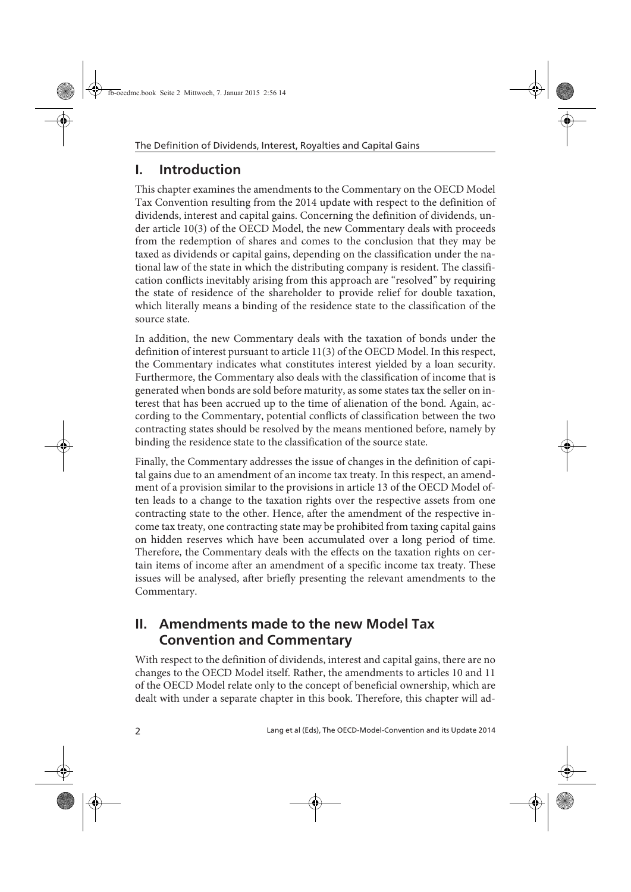## I. Introduction

This chapter examines the amendments to the Commentary on the OECD Model Tax Convention resulting from the 2014 update with respect to the definition of dividends, interest and capital gains. Concerning the definition of dividends, under article 10(3) of the OECD Model, the new Commentary deals with proceeds from the redemption of shares and comes to the conclusion that they may be taxed as dividends or capital gains, depending on the classification under the national law of the state in which the distributing company is resident. The classification conflicts inevitably arising from this approach are "resolved" by requiring the state of residence of the shareholder to provide relief for double taxation, which literally means a binding of the residence state to the classification of the source state.

In addition, the new Commentary deals with the taxation of bonds under the definition of interest pursuant to article 11(3) of the OECD Model. In this respect, the Commentary indicates what constitutes interest yielded by a loan security. Furthermore, the Commentary also deals with the classification of income that is generated when bonds are sold before maturity, as some states tax the seller on interest that has been accrued up to the time of alienation of the bond. Again, according to the Commentary, potential conflicts of classification between the two contracting states should be resolved by the means mentioned before, namely by binding the residence state to the classification of the source state.

Finally, the Commentary addresses the issue of changes in the definition of capital gains due to an amendment of an income tax treaty. In this respect, an amendment of a provision similar to the provisions in article 13 of the OECD Model often leads to a change to the taxation rights over the respective assets from one contracting state to the other. Hence, after the amendment of the respective income tax treaty, one contracting state may be prohibited from taxing capital gains on hidden reserves which have been accumulated over a long period of time. Therefore, the Commentary deals with the effects on the taxation rights on certain items of income after an amendment of a specific income tax treaty. These issues will be analysed, after briefly presenting the relevant amendments to the Commentary.

## II. Amendments made to the new Model Tax Convention and Commentary

With respect to the definition of dividends, interest and capital gains, there are no changes to the OECD Model itself. Rather, the amendments to articles 10 and 11 of the OECD Model relate only to the concept of beneficial ownership, which are dealt with under a separate chapter in this book. Therefore, this chapter will ad-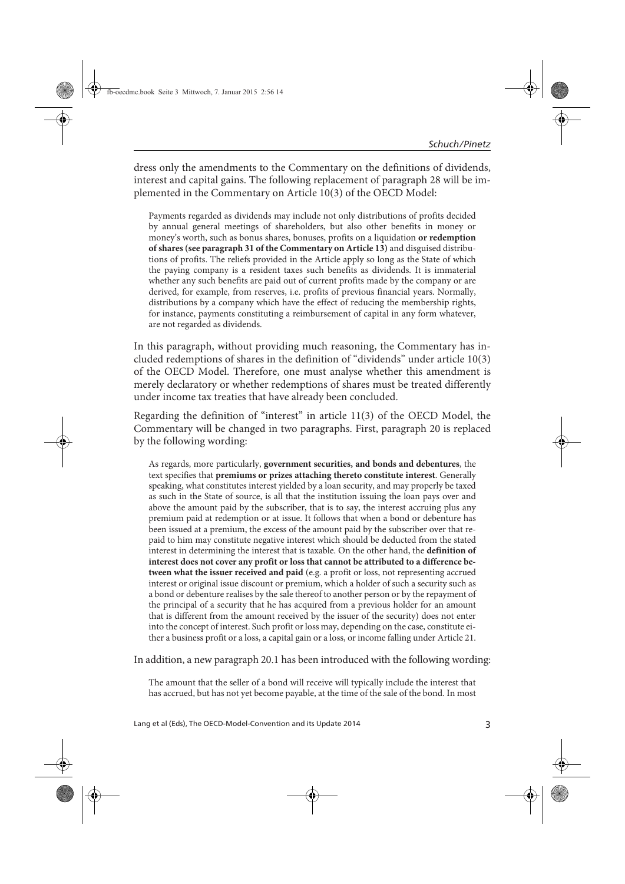dress only the amendments to the Commentary on the definitions of dividends, interest and capital gains. The following replacement of paragraph 28 will be implemented in the Commentary on Article 10(3) of the OECD Model:

> Payments regarded as dividends may include not only distributions of profits decided by annual general meetings of shareholders, but also other benefits in money or money's worth, such as bonus shares, bonuses, profits on a liquidation **or redemption of shares (see paragraph 31 of the Commentary on Article 13)** and disguised distributions of profits. The reliefs provided in the Article apply so long as the State of which the paying company is a resident taxes such benefits as dividends. It is immaterial whether any such benefits are paid out of current profits made by the company or are derived, for example, from reserves, i.e. profits of previous financial years. Normally, distributions by a company which have the effect of reducing the membership rights, for instance, payments constituting a reimbursement of capital in any form whatever, are not regarded as dividends.

In this paragraph, without providing much reasoning, the Commentary has included redemptions of shares in the definition of "dividends" under article 10(3) of the OECD Model. Therefore, one must analyse whether this amendment is merely declaratory or whether redemptions of shares must be treated differently under income tax treaties that have already been concluded.

Regarding the definition of "interest" in article 11(3) of the OECD Model, the Commentary will be changed in two paragraphs. First, paragraph 20 is replaced by the following wording:

> As regards, more particularly, **government securities, and bonds and debentures**, the text specifies that **premiums or prizes attaching thereto constitute interest**. Generally speaking, what constitutes interest yielded by a loan security, and may properly be taxed as such in the State of source, is all that the institution issuing the loan pays over and above the amount paid by the subscriber, that is to say, the interest accruing plus any premium paid at redemption or at issue. It follows that when a bond or debenture has been issued at a premium, the excess of the amount paid by the subscriber over that repaid to him may constitute negative interest which should be deducted from the stated interest in determining the interest that is taxable. On the other hand, the **definition of interest does not cover any profit or loss that cannot be attributed to a difference between what the issuer received and paid** (e.g. a profit or loss, not representing accrued interest or original issue discount or premium, which a holder of such a security such as a bond or debenture realises by the sale thereof to another person or by the repayment of the principal of a security that he has acquired from a previous holder for an amount that is different from the amount received by the issuer of the security) does not enter into the concept of interest. Such profit or loss may, depending on the case, constitute either a business profit or a loss, a capital gain or a loss, or income falling under Article 21.

In addition, a new paragraph 20.1 has been introduced with the following wording:

> The amount that the seller of a bond will receive will typically include the interest that has accrued, but has not yet become payable, at the time of the sale of the bond. In most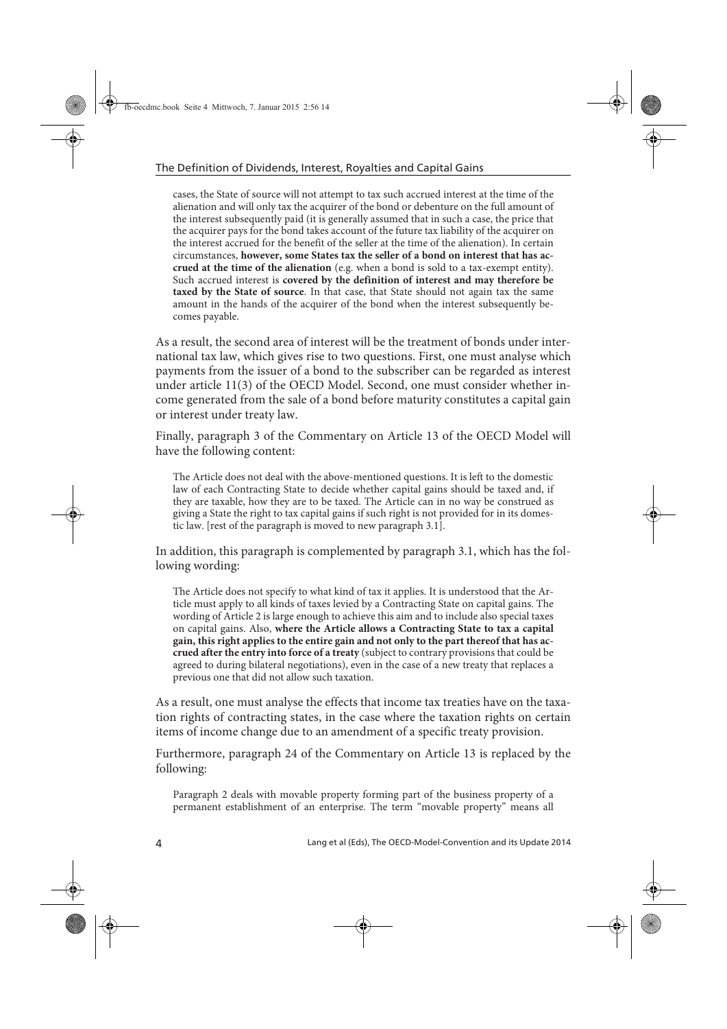> cases, the State of source will not attempt to tax such accrued interest at the time of the alienation and will only tax the acquirer of the bond or debenture on the full amount of the interest subsequently paid (it is generally assumed that in such a case, the price that the acquirer pays for the bond takes account of the future tax liability of the acquirer on the interest accrued for the benefit of the seller at the time of the alienation). In certain circumstances, **however, some States tax the seller of a bond on interest that has accrued at the time of the alienation** (e.g. when a bond is sold to a tax-exempt entity). Such accrued interest is **covered by the definition of interest and may therefore be taxed by the State of source**. In that case, that State should not again tax the same amount in the hands of the acquirer of the bond when the interest subsequently becomes payable.

As a result, the second area of interest will be the treatment of bonds under international tax law, which gives rise to two questions. First, one must analyse which payments from the issuer of a bond to the subscriber can be regarded as interest under article 11(3) of the OECD Model. Second, one must consider whether income generated from the sale of a bond before maturity constitutes a capital gain or interest under treaty law.

Finally, paragraph 3 of the Commentary on Article 13 of the OECD Model will have the following content:

> The Article does not deal with the above-mentioned questions. It is left to the domestic law of each Contracting State to decide whether capital gains should be taxed and, if they are taxable, how they are to be taxed. The Article can in no way be construed as giving a State the right to tax capital gains if such right is not provided for in its domestic law. [rest of the paragraph is moved to new paragraph 3.1].

In addition, this paragraph is complemented by paragraph 3.1, which has the following wording:

> The Article does not specify to what kind of tax it applies. It is understood that the Article must apply to all kinds of taxes levied by a Contracting State on capital gains. The wording of Article 2 is large enough to achieve this aim and to include also special taxes on capital gains. Also, **where the Article allows a Contracting State to tax a capital gain, this right applies to the entire gain and not only to the part thereof that has accrued after the entry into force of a treaty** (subject to contrary provisions that could be agreed to during bilateral negotiations), even in the case of a new treaty that replaces a previous one that did not allow such taxation.

As a result, one must analyse the effects that income tax treaties have on the taxation rights of contracting states, in the case where the taxation rights on certain items of income change due to an amendment of a specific treaty provision.

Furthermore, paragraph 24 of the Commentary on Article 13 is replaced by the following:

> Paragraph 2 deals with movable property forming part of the business property of a permanent establishment of an enterprise. The term "movable property" means all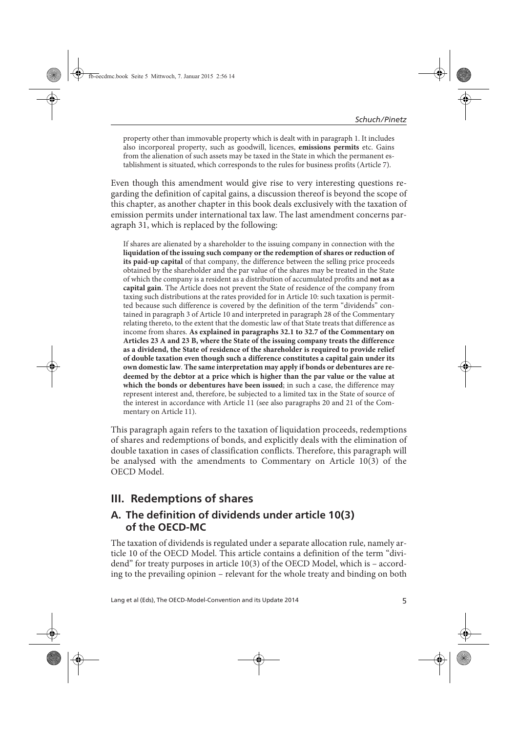property other than immovable property which is dealt with in paragraph 1. It includes also incorporeal property, such as goodwill, licences, **emissions permits** etc. Gains from the alienation of such assets may be taxed in the State in which the permanent establishment is situated, which corresponds to the rules for business profits (Article 7).

Even though this amendment would give rise to very interesting questions regarding the definition of capital gains, a discussion thereof is beyond the scope of this chapter, as another chapter in this book deals exclusively with the taxation of emission permits under international tax law. The last amendment concerns paragraph 31, which is replaced by the following:

> If shares are alienated by a shareholder to the issuing company in connection with the **liquidation of the issuing such company or the redemption of shares or reduction of its paid-up capital** of that company, the difference between the selling price proceeds obtained by the shareholder and the par value of the shares may be treated in the State of which the company is a resident as a distribution of accumulated profits and **not as a capital gain**. The Article does not prevent the State of residence of the company from taxing such distributions at the rates provided for in Article 10: such taxation is permitted because such difference is covered by the definition of the term "dividends" contained in paragraph 3 of Article 10 and interpreted in paragraph 28 of the Commentary relating thereto, to the extent that the domestic law of that State treats that difference as income from shares. **As explained in paragraphs 32.1 to 32.7 of the Commentary on Articles 23 A and 23 B, where the State of the issuing company treats the difference as a dividend, the State of residence of the shareholder is required to provide relief of double taxation even though such a difference constitutes a capital gain under its own domestic law**. **The same interpretation may apply if bonds or debentures are redeemed by the debtor at a price which is higher than the par value or the value at which the bonds or debentures have been issued**; in such a case, the difference may represent interest and, therefore, be subjected to a limited tax in the State of source of the interest in accordance with Article 11 (see also paragraphs 20 and 21 of the Commentary on Article 11).

This paragraph again refers to the taxation of liquidation proceeds, redemptions of shares and redemptions of bonds, and explicitly deals with the elimination of double taxation in cases of classification conflicts. Therefore, this paragraph will be analysed with the amendments to Commentary on Article 10(3) of the OECD Model.

## III. Redemptions of shares

### A. The definition of dividends under article 10(3) of the OECD-MC

The taxation of dividends is regulated under a separate allocation rule, namely article 10 of the OECD Model. This article contains a definition of the term "dividend" for treaty purposes in article 10(3) of the OECD Model, which is – according to the prevailing opinion – relevant for the whole treaty and binding on both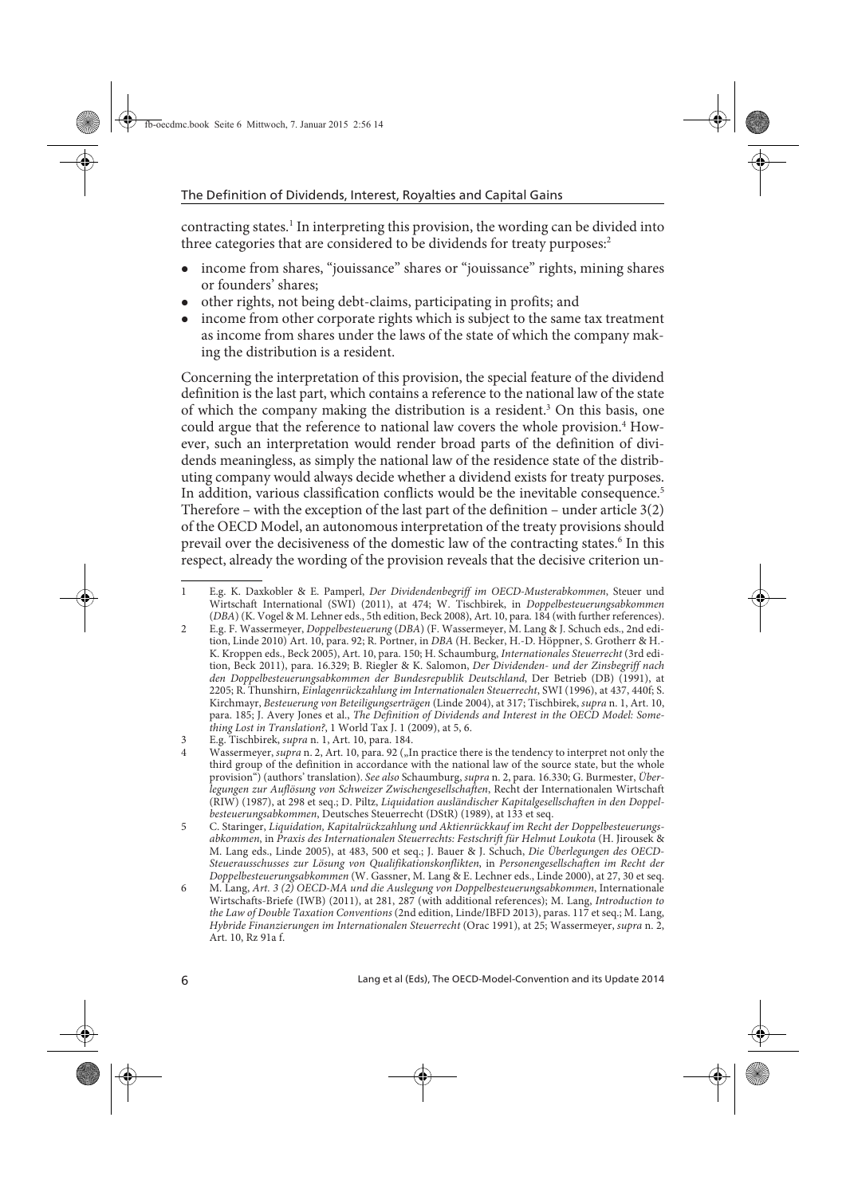contracting states.[1] In interpreting this provision, the wording can be divided into three categories that are considered to be dividends for treaty purposes:[2]

- income from shares, "jouissance" shares or "jouissance" rights, mining shares or founders' shares;
- other rights, not being debt-claims, participating in profits; and
- income from other corporate rights which is subject to the same tax treatment as income from shares under the laws of the state of which the company making the distribution is a resident.

Concerning the interpretation of this provision, the special feature of the dividend definition is the last part, which contains a reference to the national law of the state of which the company making the distribution is a resident.[3] On this basis, one could argue that the reference to national law covers the whole provision.[4] However, such an interpretation would render broad parts of the definition of dividends meaningless, as simply the national law of the residence state of the distributing company would always decide whether a dividend exists for treaty purposes. In addition, various classification conflicts would be the inevitable consequence.[5] Therefore – with the exception of the last part of the definition – under article 3(2) of the OECD Model, an autonomous interpretation of the treaty provisions should prevail over the decisiveness of the domestic law of the contracting states.[6] In this respect, already the wording of the provision reveals that the decisive criterion un-

---

1 E.g. K. Daxkobler & E. Pamperl, *Der Dividendenbegriff im OECD-Musterabkommen*, Steuer und Wirtschaft International (SWI) (2011), at 474; W. Tischbirek, in *Doppelbesteuerungsabkommen* (*DBA*) (K. Vogel & M. Lehner eds., 5th edition, Beck 2008), Art. 10, para. 184 (with further references).

2 E.g. F. Wassermeyer, *Doppelbesteuerung* (*DBA*) (F. Wassermeyer, M. Lang & J. Schuch eds., 2nd edition, Linde 2010) Art. 10, para. 92; R. Portner, in *DBA* (H. Becker, H.-D. Höppner, S. Grotherr & H.-K. Kroppen eds., Beck 2005), Art. 10, para. 150; H. Schaumburg, *Internationales Steuerrecht* (3rd edition, Beck 2011), para. 16.329; B. Riegler & K. Salomon, *Der Dividenden- und der Zinsbegriff nach den Doppelbesteuerungsabkommen der Bundesrepublik Deutschland*, Der Betrieb (DB) (1991), at 2205; R. Thunshirn, *Einlagenrückzahlung im Internationalen Steuerrecht*, SWI (1996), at 437, 440f; S. Kirchmayr, *Besteuerung von Beteiligungserträgen* (Linde 2004), at 317; Tischbirek, *supra* n. 1, Art. 10, para. 185; J. Avery Jones et al., *The Definition of Dividends and Interest in the OECD Model: Something Lost in Translation?*, 1 World Tax J. 1 (2009), at 5, 6.

3 E.g. Tischbirek, *supra* n. 1, Art. 10, para. 184.

4 Wassermeyer, *supra* n. 2, Art. 10, para. 92 („In practice there is the tendency to interpret not only the third group of the definition in accordance with the national law of the source state, but the whole provision") (authors' translation). *See also* Schaumburg, *supra* n. 2, para. 16.330; G. Burmester, *Überlegungen zur Auflösung von Schweizer Zwischengesellschaften*, Recht der Internationalen Wirtschaft (RIW) (1987), at 298 et seq.; D. Piltz, *Liquidation ausländischer Kapitalgesellschaften in den Doppelbesteuerungsabkommen*, Deutsches Steuerrecht (DStR) (1989), at 133 et seq.

5 C. Staringer, *Liquidation, Kapitalrückzahlung und Aktienrückkauf im Recht der Doppelbesteuerungsabkommen*, in *Praxis des Internationalen Steuerrechts: Festschrift für Helmut Loukota* (H. Jirousek & M. Lang eds., Linde 2005), at 483, 500 et seq.; J. Bauer & J. Schuch, *Die Überlegungen des OECD-Steuerausschusses zur Lösung von Qualifikationskonflikten*, in *Personengesellschaften im Recht der Doppelbesteuerungsabkommen* (W. Gassner, M. Lang & E. Lechner eds., Linde 2000), at 27, 30 et seq.

6 M. Lang, *Art. 3 (2) OECD-MA und die Auslegung von Doppelbesteuerungsabkommen*, Internationale Wirtschafts-Briefe (IWB) (2011), at 281, 287 (with additional references); M. Lang, *Introduction to the Law of Double Taxation Conventions* (2nd edition, Linde/IBFD 2013), paras. 117 et seq.; M. Lang, *Hybride Finanzierungen im Internationalen Steuerrecht* (Orac 1991), at 25; Wassermeyer, *supra* n. 2, Art. 10, Rz 91a f.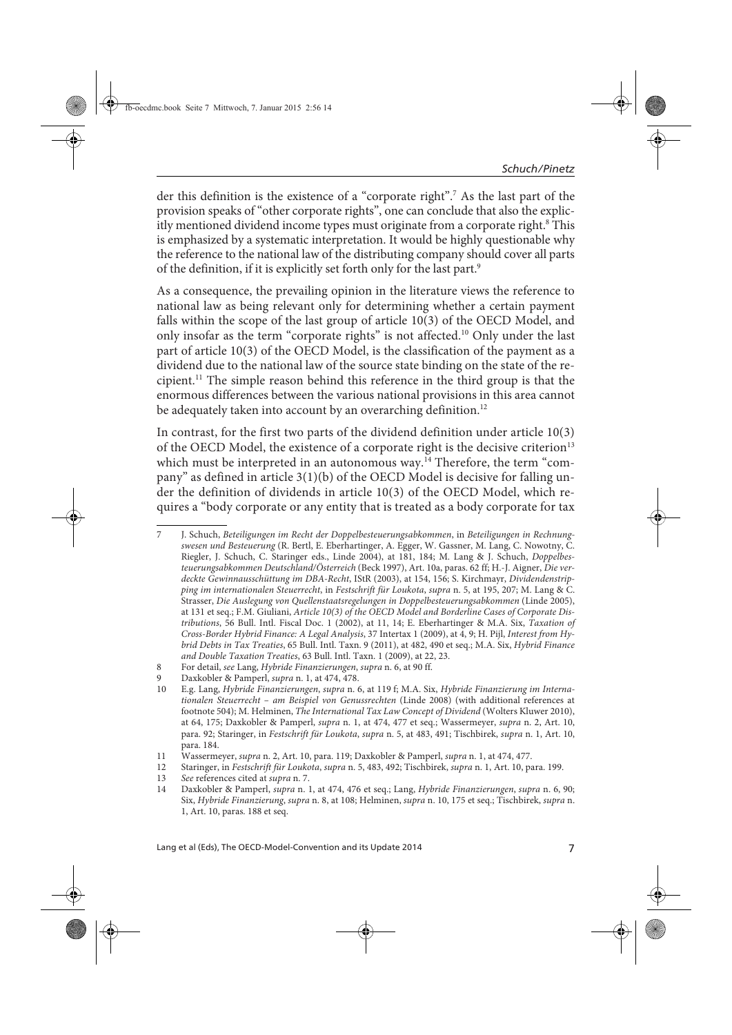der this definition is the existence of a "corporate right".[7] As the last part of the provision speaks of "other corporate rights", one can conclude that also the explicitly mentioned dividend income types must originate from a corporate right.[8] This is emphasized by a systematic interpretation. It would be highly questionable why the reference to the national law of the distributing company should cover all parts of the definition, if it is explicitly set forth only for the last part.[9]

As a consequence, the prevailing opinion in the literature views the reference to national law as being relevant only for determining whether a certain payment falls within the scope of the last group of article 10(3) of the OECD Model, and only insofar as the term "corporate rights" is not affected.[10] Only under the last part of article 10(3) of the OECD Model, is the classification of the payment as a dividend due to the national law of the source state binding on the state of the recipient.[11] The simple reason behind this reference in the third group is that the enormous differences between the various national provisions in this area cannot be adequately taken into account by an overarching definition.[12]

In contrast, for the first two parts of the dividend definition under article 10(3) of the OECD Model, the existence of a corporate right is the decisive criterion[13] which must be interpreted in an autonomous way.[14] Therefore, the term "company" as defined in article 3(1)(b) of the OECD Model is decisive for falling under the definition of dividends in article 10(3) of the OECD Model, which requires a "body corporate or any entity that is treated as a body corporate for tax

---

7 J. Schuch, *Beteiligungen im Recht der Doppelbesteuerungsabkommen*, in *Beteiligungen in Rechnungswesen und Besteuerung* (R. Bertl, E. Eberhartinger, A. Egger, W. Gassner, M. Lang, C. Nowotny, C. Riegler, J. Schuch, C. Staringer eds., Linde 2004), at 181, 184; M. Lang & J. Schuch, *Doppelbesteuerungsabkommen Deutschland/Österreich* (Beck 1997), Art. 10a, paras. 62 ff; H.-J. Aigner, *Die verdeckte Gewinnausschüttung im DBA-Recht*, IStR (2003), at 154, 156; S. Kirchmayr, *Dividendenstripping im internationalen Steuerrecht*, in *Festschrift für Loukota*, *supra* n. 5, at 195, 207; M. Lang & C. Strasser, *Die Auslegung von Quellenstaatsregelungen in Doppelbesteuerungsabkommen* (Linde 2005), at 131 et seq.; F.M. Giuliani, *Article 10(3) of the OECD Model and Borderline Cases of Corporate Distributions*, 56 Bull. Intl. Fiscal Doc. 1 (2002), at 11, 14; E. Eberhartinger & M.A. Six, *Taxation of Cross-Border Hybrid Finance: A Legal Analysis*, 37 Intertax 1 (2009), at 4, 9; H. Pijl, *Interest from Hybrid Debts in Tax Treaties*, 65 Bull. Intl. Taxn. 9 (2011), at 482, 490 et seq.; M.A. Six, *Hybrid Finance and Double Taxation Treaties*, 63 Bull. Intl. Taxn. 1 (2009), at 22, 23.

8 For detail, *see* Lang, *Hybride Finanzierungen*, *supra* n. 6, at 90 ff.

9 Daxkobler & Pamperl, *supra* n. 1, at 474, 478.

10 E.g. Lang, *Hybride Finanzierungen*, *supra* n. 6, at 119 f; M.A. Six, *Hybride Finanzierung im Internationalen Steuerrecht – am Beispiel von Genussrechten* (Linde 2008) (with additional references at footnote 504); M. Helminen, *The International Tax Law Concept of Dividend* (Wolters Kluwer 2010), at 64, 175; Daxkobler & Pamperl, *supra* n. 1, at 474, 477 et seq.; Wassermeyer, *supra* n. 2, Art. 10, para. 92; Staringer, in *Festschrift für Loukota*, *supra* n. 5, at 483, 491; Tischbirek, *supra* n. 1, Art. 10, para. 184.

11 Wassermeyer, *supra* n. 2, Art. 10, para. 119; Daxkobler & Pamperl, *supra* n. 1, at 474, 477.

12 Staringer, in *Festschrift für Loukota*, *supra* n. 5, 483, 492; Tischbirek, *supra* n. 1, Art. 10, para. 199.

13 *See* references cited at *supra* n. 7.

14 Daxkobler & Pamperl, *supra* n. 1, at 474, 476 et seq.; Lang, *Hybride Finanzierungen*, *supra* n. 6, 90; Six, *Hybride Finanzierung*, *supra* n. 8, at 108; Helminen, *supra* n. 10, 175 et seq.; Tischbirek, *supra* n. 1, Art. 10, paras. 188 et seq.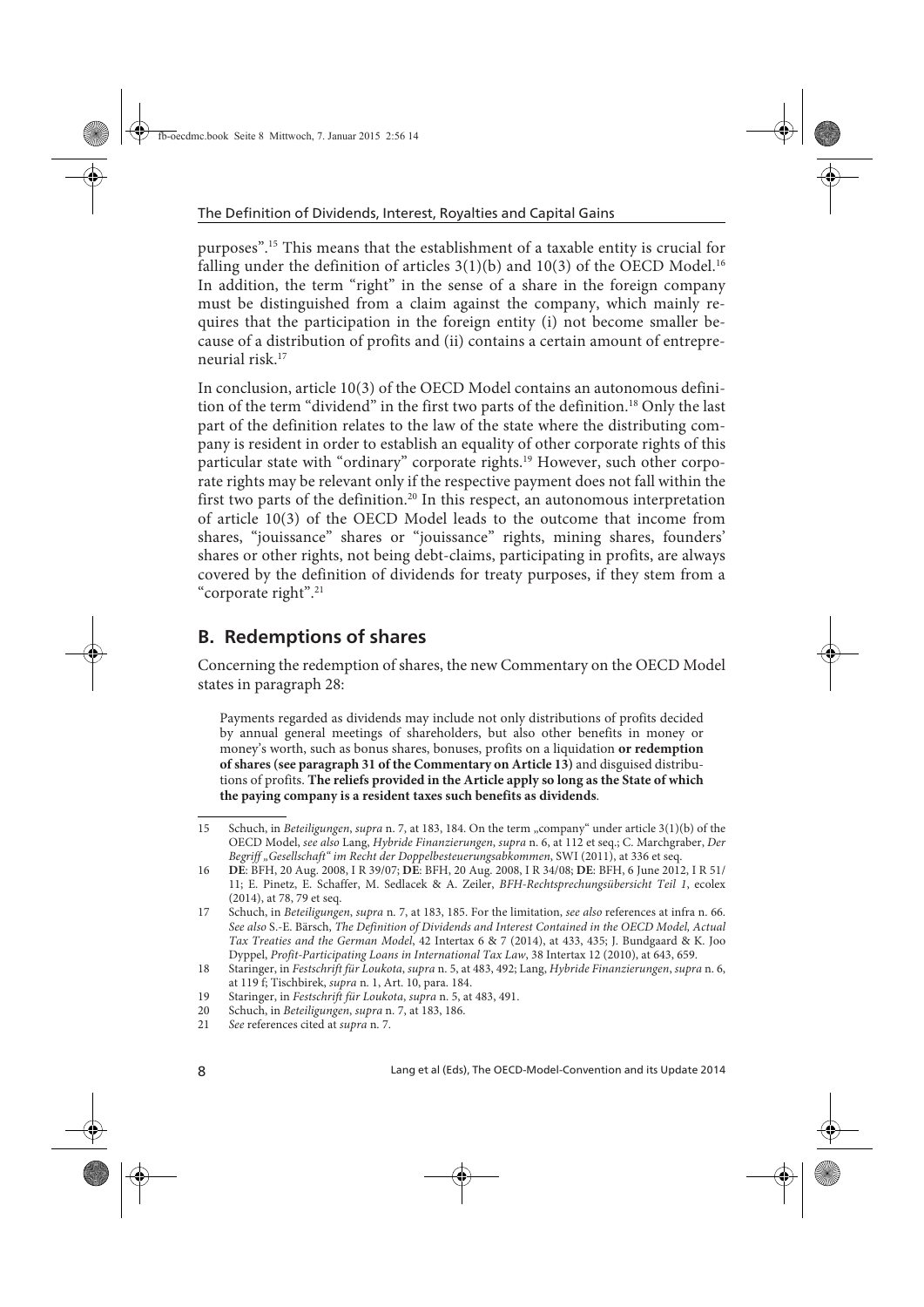purposes".[15] This means that the establishment of a taxable entity is crucial for falling under the definition of articles 3(1)(b) and 10(3) of the OECD Model.[16] In addition, the term "right" in the sense of a share in the foreign company must be distinguished from a claim against the company, which mainly requires that the participation in the foreign entity (i) not become smaller because of a distribution of profits and (ii) contains a certain amount of entrepreneurial risk.[17]

In conclusion, article 10(3) of the OECD Model contains an autonomous definition of the term "dividend" in the first two parts of the definition.[18] Only the last part of the definition relates to the law of the state where the distributing company is resident in order to establish an equality of other corporate rights of this particular state with "ordinary" corporate rights.[19] However, such other corporate rights may be relevant only if the respective payment does not fall within the first two parts of the definition.[20] In this respect, an autonomous interpretation of article 10(3) of the OECD Model leads to the outcome that income from shares, "jouissance" shares or "jouissance" rights, mining shares, founders' shares or other rights, not being debt-claims, participating in profits, are always covered by the definition of dividends for treaty purposes, if they stem from a "corporate right".[21]

## B. Redemptions of shares

Concerning the redemption of shares, the new Commentary on the OECD Model states in paragraph 28:

> Payments regarded as dividends may include not only distributions of profits decided by annual general meetings of shareholders, but also other benefits in money or money's worth, such as bonus shares, bonuses, profits on a liquidation **or redemption of shares (see paragraph 31 of the Commentary on Article 13)** and disguised distributions of profits. **The reliefs provided in the Article apply so long as the State of which the paying company is a resident taxes such benefits as dividends**.

---

15 Schuch, in *Beteiligungen*, *supra* n. 7, at 183, 184. On the term „company" under article 3(1)(b) of the OECD Model, *see also* Lang, *Hybride Finanzierungen*, *supra* n. 6, at 112 et seq.; C. Marchgraber, *Der Begriff „Gesellschaft" im Recht der Doppelbesteuerungsabkommen*, SWI (2011), at 336 et seq.

16 **DE**: BFH, 20 Aug. 2008, I R 39/07; **DE**: BFH, 20 Aug. 2008, I R 34/08; **DE**: BFH, 6 June 2012, I R 51/11; E. Pinetz, E. Schaffer, M. Sedlacek & A. Zeiler, *BFH-Rechtsprechungsübersicht Teil 1*, ecolex (2014), at 78, 79 et seq.

17 Schuch, in *Beteiligungen*, *supra* n. 7, at 183, 185. For the limitation, *see also* references at infra n. 66. *See also* S.-E. Bärsch, *The Definition of Dividends and Interest Contained in the OECD Model, Actual Tax Treaties and the German Model*, 42 Intertax 6 & 7 (2014), at 433, 435; J. Bundgaard & K. Joo Dyppel, *Profit-Participating Loans in International Tax Law*, 38 Intertax 12 (2010), at 643, 659.

18 Staringer, in *Festschrift für Loukota*, *supra* n. 5, at 483, 492; Lang, *Hybride Finanzierungen*, *supra* n. 6, at 119 f; Tischbirek, *supra* n. 1, Art. 10, para. 184.

19 Staringer, in *Festschrift für Loukota*, *supra* n. 5, at 483, 491.

20 Schuch, in *Beteiligungen*, *supra* n. 7, at 183, 186.

21 *See* references cited at *supra* n. 7.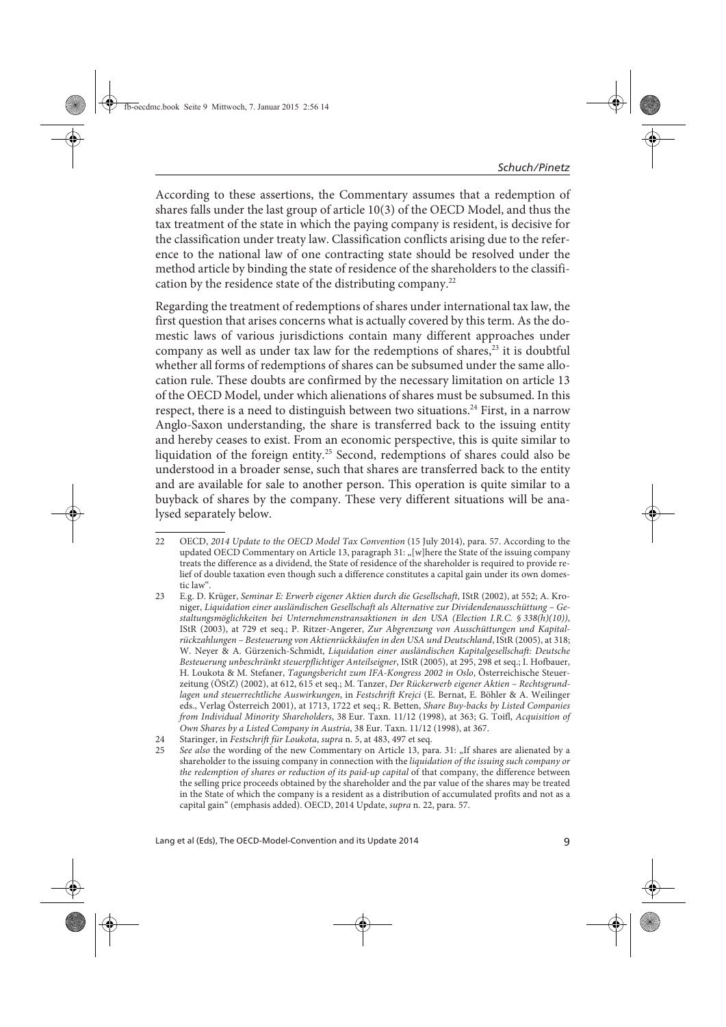According to these assertions, the Commentary assumes that a redemption of shares falls under the last group of article 10(3) of the OECD Model, and thus the tax treatment of the state in which the paying company is resident, is decisive for the classification under treaty law. Classification conflicts arising due to the reference to the national law of one contracting state should be resolved under the method article by binding the state of residence of the shareholders to the classification by the residence state of the distributing company.[22]

Regarding the treatment of redemptions of shares under international tax law, the first question that arises concerns what is actually covered by this term. As the domestic laws of various jurisdictions contain many different approaches under company as well as under tax law for the redemptions of shares,[23] it is doubtful whether all forms of redemptions of shares can be subsumed under the same allocation rule. These doubts are confirmed by the necessary limitation on article 13 of the OECD Model, under which alienations of shares must be subsumed. In this respect, there is a need to distinguish between two situations.[24] First, in a narrow Anglo-Saxon understanding, the share is transferred back to the issuing entity and hereby ceases to exist. From an economic perspective, this is quite similar to liquidation of the foreign entity.[25] Second, redemptions of shares could also be understood in a broader sense, such that shares are transferred back to the entity and are available for sale to another person. This operation is quite similar to a buyback of shares by the company. These very different situations will be analysed separately below.

---

22 OECD, *2014 Update to the OECD Model Tax Convention* (15 July 2014), para. 57. According to the updated OECD Commentary on Article 13, paragraph 31: „[w]here the State of the issuing company treats the difference as a dividend, the State of residence of the shareholder is required to provide relief of double taxation even though such a difference constitutes a capital gain under its own domestic law".

23 E.g. D. Krüger, *Seminar E: Erwerb eigener Aktien durch die Gesellschaft*, IStR (2002), at 552; A. Kroniger, *Liquidation einer ausländischen Gesellschaft als Alternative zur Dividendenausschüttung – Gestaltungsmöglichkeiten bei Unternehmenstransaktionen in den USA (Election I.R.C. § 338(h)(10))*, IStR (2003), at 729 et seq.; P. Ritzer-Angerer, *Zur Abgrenzung von Ausschüttungen und Kapitalrückzahlungen – Besteuerung von Aktienrückkäufen in den USA und Deutschland*, IStR (2005), at 318; W. Neyer & A. Gürzenich-Schmidt, *Liquidation einer ausländischen Kapitalgesellschaft: Deutsche Besteuerung unbeschränkt steuerpflichtiger Anteilseigner*, IStR (2005), at 295, 298 et seq.; I. Hofbauer, H. Loukota & M. Stefaner, *Tagungsbericht zum IFA-Kongress 2002 in Oslo*, Österreichische Steuerzeitung (ÖStZ) (2002), at 612, 615 et seq.; M. Tanzer, *Der Rückerwerb eigener Aktien – Rechtsgrundlagen und steuerrechtliche Auswirkungen*, in *Festschrift Krejci* (E. Bernat, E. Böhler & A. Weilinger eds., Verlag Österreich 2001), at 1713, 1722 et seq.; R. Betten, *Share Buy-backs by Listed Companies from Individual Minority Shareholders*, 38 Eur. Taxn. 11/12 (1998), at 363; G. Toifl, *Acquisition of Own Shares by a Listed Company in Austria*, 38 Eur. Taxn. 11/12 (1998), at 367.

24 Staringer, in *Festschrift für Loukota*, *supra* n. 5, at 483, 497 et seq.

25 *See also* the wording of the new Commentary on Article 13, para. 31: „If shares are alienated by a shareholder to the issuing company in connection with the *liquidation of the issuing such company or the redemption of shares or reduction of its paid-up capital* of that company, the difference between the selling price proceeds obtained by the shareholder and the par value of the shares may be treated in the State of which the company is a resident as a distribution of accumulated profits and not as a capital gain" (emphasis added). OECD, 2014 Update, *supra* n. 22, para. 57.